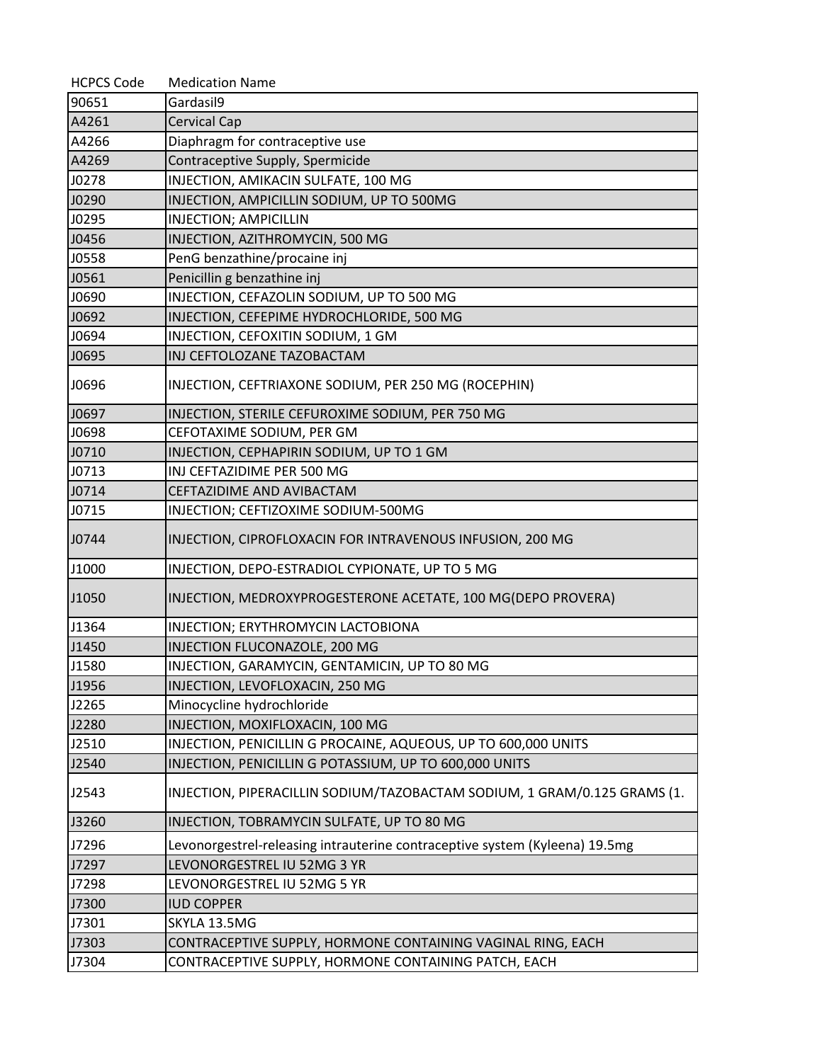| HCPCS Code | Medication Name |
|---|---|
| 90651 | Gardasil9 |
| A4261 | Cervical Cap |
| A4266 | Diaphragm for contraceptive use |
| A4269 | Contraceptive Supply, Spermicide |
| J0278 | INJECTION, AMIKACIN SULFATE, 100 MG |
| J0290 | INJECTION, AMPICILLIN SODIUM, UP TO 500MG |
| J0295 | INJECTION; AMPICILLIN |
| J0456 | INJECTION, AZITHROMYCIN, 500 MG |
| J0558 | PenG benzathine/procaine inj |
| J0561 | Penicillin g benzathine inj |
| J0690 | INJECTION, CEFAZOLIN SODIUM, UP TO 500 MG |
| J0692 | INJECTION, CEFEPIME HYDROCHLORIDE, 500 MG |
| J0694 | INJECTION, CEFOXITIN SODIUM, 1 GM |
| J0695 | INJ CEFTOLOZANE TAZOBACTAM |
| J0696 | INJECTION, CEFTRIAXONE SODIUM, PER 250 MG (ROCEPHIN) |
| J0697 | INJECTION, STERILE CEFUROXIME SODIUM, PER 750 MG |
| J0698 | CEFOTAXIME SODIUM, PER GM |
| J0710 | INJECTION, CEPHAPIRIN SODIUM, UP TO 1 GM |
| J0713 | INJ CEFTAZIDIME PER 500 MG |
| J0714 | CEFTAZIDIME AND AVIBACTAM |
| J0715 | INJECTION; CEFTIZOXIME SODIUM-500MG |
| J0744 | INJECTION, CIPROFLOXACIN FOR INTRAVENOUS INFUSION, 200 MG |
| J1000 | INJECTION, DEPO-ESTRADIOL CYPIONATE, UP TO 5 MG |
| J1050 | INJECTION, MEDROXYPROGESTERONE ACETATE, 100 MG(DEPO PROVERA) |
| J1364 | INJECTION; ERYTHROMYCIN LACTOBIONA |
| J1450 | INJECTION FLUCONAZOLE, 200 MG |
| J1580 | INJECTION, GARAMYCIN, GENTAMICIN, UP TO 80 MG |
| J1956 | INJECTION, LEVOFLOXACIN, 250 MG |
| J2265 | Minocycline hydrochloride |
| J2280 | INJECTION, MOXIFLOXACIN, 100 MG |
| J2510 | INJECTION, PENICILLIN G PROCAINE, AQUEOUS, UP TO 600,000 UNITS |
| J2540 | INJECTION, PENICILLIN G POTASSIUM, UP TO 600,000 UNITS |
| J2543 | INJECTION, PIPERACILLIN SODIUM/TAZOBACTAM SODIUM, 1 GRAM/0.125 GRAMS (1. |
| J3260 | INJECTION, TOBRAMYCIN SULFATE, UP TO 80 MG |
| J7296 | Levonorgestrel-releasing intrauterine contraceptive system (Kyleena) 19.5mg |
| J7297 | LEVONORGESTREL IU 52MG 3 YR |
| J7298 | LEVONORGESTREL IU 52MG 5 YR |
| J7300 | IUD COPPER |
| J7301 | SKYLA 13.5MG |
| J7303 | CONTRACEPTIVE SUPPLY, HORMONE CONTAINING VAGINAL RING, EACH |
| J7304 | CONTRACEPTIVE SUPPLY, HORMONE CONTAINING PATCH, EACH |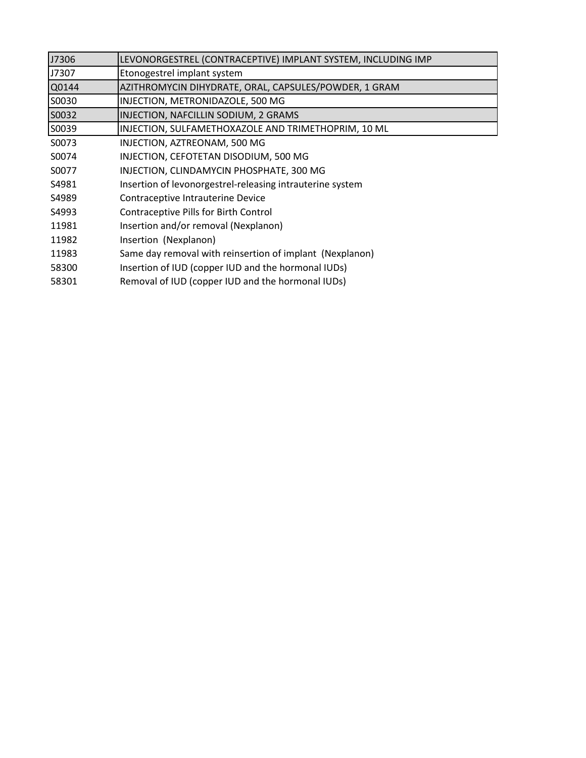| | |
|---|---|
| J7306 | LEVONORGESTREL (CONTRACEPTIVE) IMPLANT SYSTEM, INCLUDING IMP |
| J7307 | Etonogestrel implant system |
| Q0144 | AZITHROMYCIN DIHYDRATE, ORAL, CAPSULES/POWDER, 1 GRAM |
| S0030 | INJECTION, METRONIDAZOLE, 500 MG |
| S0032 | INJECTION, NAFCILLIN SODIUM, 2 GRAMS |
| S0039 | INJECTION, SULFAMETHOXAZOLE AND TRIMETHOPRIM, 10 ML |
| S0073 | INJECTION, AZTREONAM, 500 MG |
| S0074 | INJECTION, CEFOTETAN DISODIUM, 500 MG |
| S0077 | INJECTION, CLINDAMYCIN PHOSPHATE, 300 MG |
| S4981 | Insertion of levonorgestrel-releasing intrauterine system |
| S4989 | Contraceptive Intrauterine Device |
| S4993 | Contraceptive Pills for Birth Control |
| 11981 | Insertion and/or removal (Nexplanon) |
| 11982 | Insertion (Nexplanon) |
| 11983 | Same day removal with reinsertion of implant (Nexplanon) |
| 58300 | Insertion of IUD (copper IUD and the hormonal IUDs) |
| 58301 | Removal of IUD (copper IUD and the hormonal IUDs) |